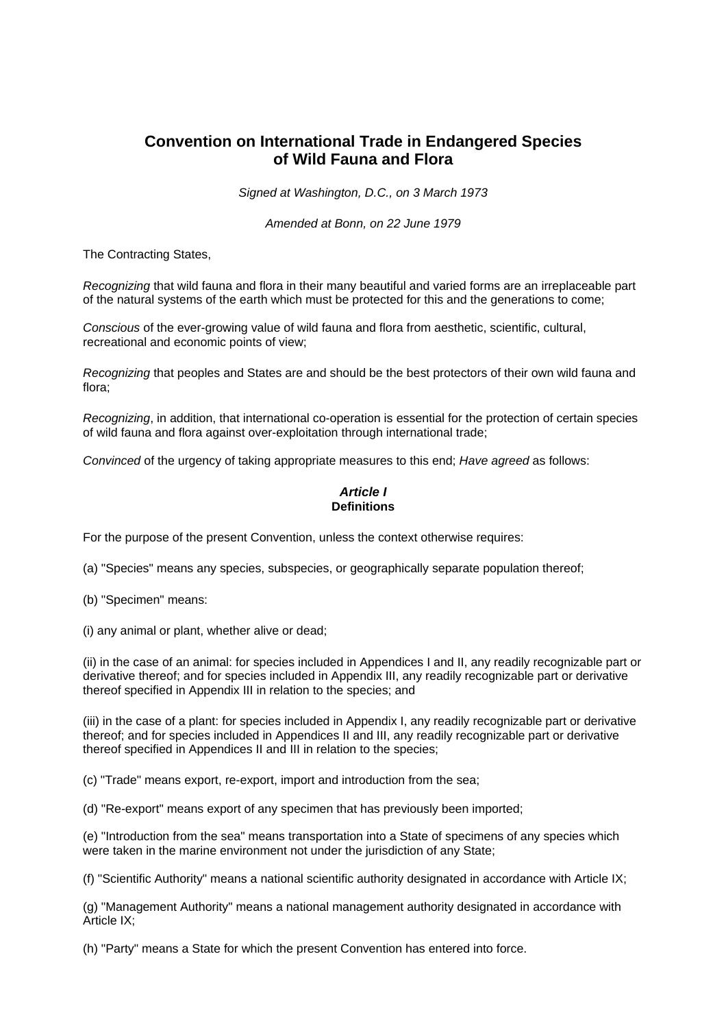# Convention on International Trade in Endangered Species of Wild Fauna and Flora

*Signed at Washington, D.C., on 3 March 1973*

*Amended at Bonn, on 22 June 1979*

The Contracting States,

*Recognizing* that wild fauna and flora in their many beautiful and varied forms are an irreplaceable part of the natural systems of the earth which must be protected for this and the generations to come;

*Conscious* of the ever-growing value of wild fauna and flora from aesthetic, scientific, cultural, recreational and economic points of view;

*Recognizing* that peoples and States are and should be the best protectors of their own wild fauna and flora;

*Recognizing*, in addition, that international co-operation is essential for the protection of certain species of wild fauna and flora against over-exploitation through international trade;

*Convinced* of the urgency of taking appropriate measures to this end; *Have agreed* as follows:

## *Article I*
**Definitions**

For the purpose of the present Convention, unless the context otherwise requires:

(a) "Species" means any species, subspecies, or geographically separate population thereof;

(b) "Specimen" means:

(i) any animal or plant, whether alive or dead;

(ii) in the case of an animal: for species included in Appendices I and II, any readily recognizable part or derivative thereof; and for species included in Appendix III, any readily recognizable part or derivative thereof specified in Appendix III in relation to the species; and

(iii) in the case of a plant: for species included in Appendix I, any readily recognizable part or derivative thereof; and for species included in Appendices II and III, any readily recognizable part or derivative thereof specified in Appendices II and III in relation to the species;

(c) "Trade" means export, re-export, import and introduction from the sea;

(d) "Re-export" means export of any specimen that has previously been imported;

(e) "Introduction from the sea" means transportation into a State of specimens of any species which were taken in the marine environment not under the jurisdiction of any State;

(f) "Scientific Authority" means a national scientific authority designated in accordance with Article IX;

(g) "Management Authority" means a national management authority designated in accordance with Article IX;

(h) "Party" means a State for which the present Convention has entered into force.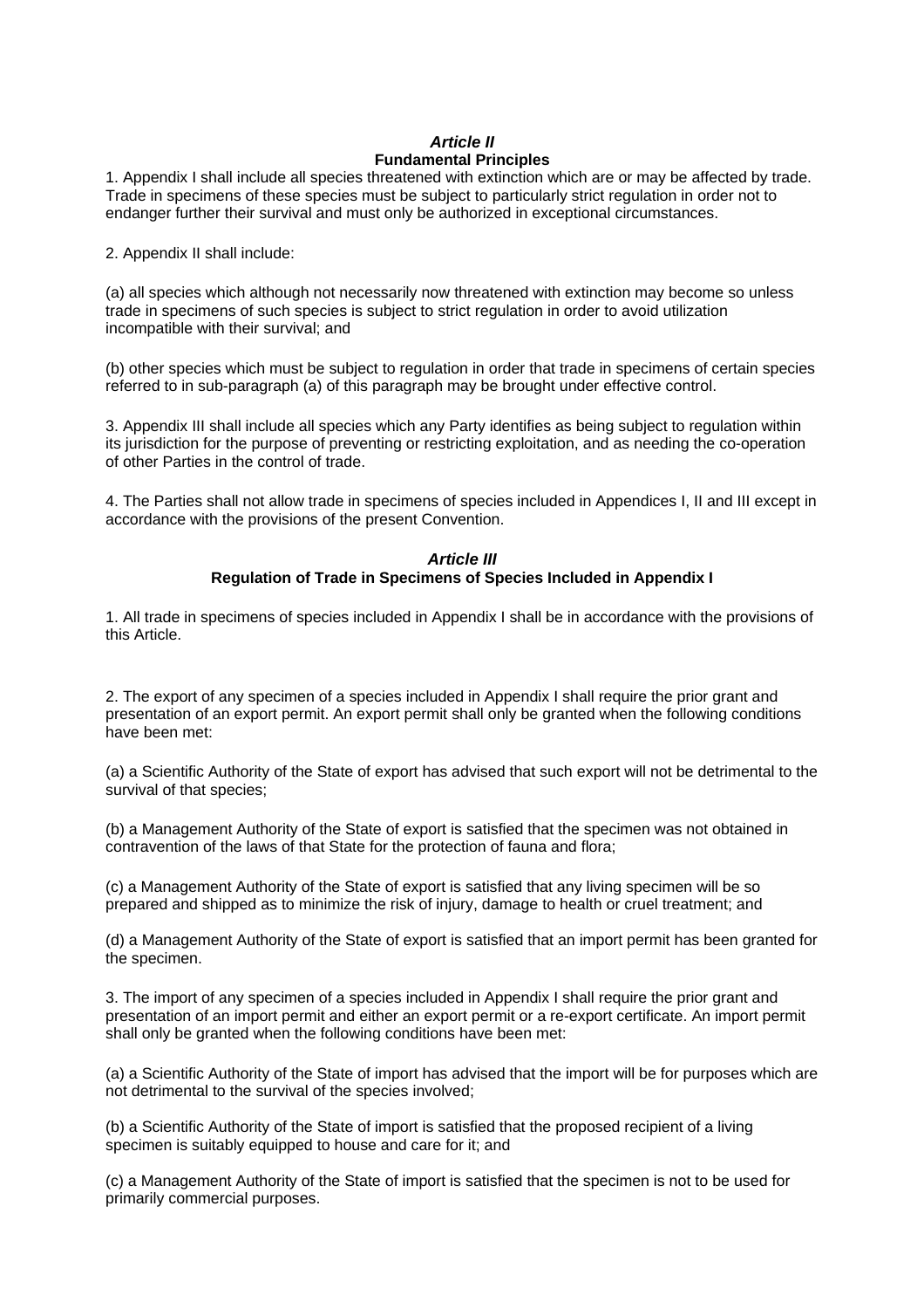### *Article II*
### Fundamental Principles

1. Appendix I shall include all species threatened with extinction which are or may be affected by trade. Trade in specimens of these species must be subject to particularly strict regulation in order not to endanger further their survival and must only be authorized in exceptional circumstances.

2. Appendix II shall include:

(a) all species which although not necessarily now threatened with extinction may become so unless trade in specimens of such species is subject to strict regulation in order to avoid utilization incompatible with their survival; and

(b) other species which must be subject to regulation in order that trade in specimens of certain species referred to in sub-paragraph (a) of this paragraph may be brought under effective control.

3. Appendix III shall include all species which any Party identifies as being subject to regulation within its jurisdiction for the purpose of preventing or restricting exploitation, and as needing the co-operation of other Parties in the control of trade.

4. The Parties shall not allow trade in specimens of species included in Appendices I, II and III except in accordance with the provisions of the present Convention.

### *Article III*
### Regulation of Trade in Specimens of Species Included in Appendix I

1. All trade in specimens of species included in Appendix I shall be in accordance with the provisions of this Article.

2. The export of any specimen of a species included in Appendix I shall require the prior grant and presentation of an export permit. An export permit shall only be granted when the following conditions have been met:

(a) a Scientific Authority of the State of export has advised that such export will not be detrimental to the survival of that species;

(b) a Management Authority of the State of export is satisfied that the specimen was not obtained in contravention of the laws of that State for the protection of fauna and flora;

(c) a Management Authority of the State of export is satisfied that any living specimen will be so prepared and shipped as to minimize the risk of injury, damage to health or cruel treatment; and

(d) a Management Authority of the State of export is satisfied that an import permit has been granted for the specimen.

3. The import of any specimen of a species included in Appendix I shall require the prior grant and presentation of an import permit and either an export permit or a re-export certificate. An import permit shall only be granted when the following conditions have been met:

(a) a Scientific Authority of the State of import has advised that the import will be for purposes which are not detrimental to the survival of the species involved;

(b) a Scientific Authority of the State of import is satisfied that the proposed recipient of a living specimen is suitably equipped to house and care for it; and

(c) a Management Authority of the State of import is satisfied that the specimen is not to be used for primarily commercial purposes.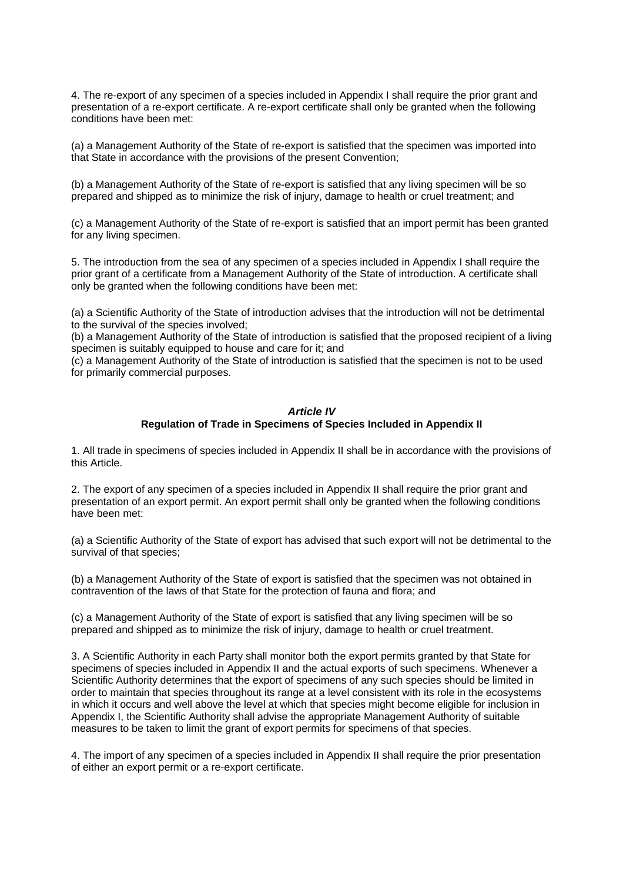4. The re-export of any specimen of a species included in Appendix I shall require the prior grant and presentation of a re-export certificate. A re-export certificate shall only be granted when the following conditions have been met:

(a) a Management Authority of the State of re-export is satisfied that the specimen was imported into that State in accordance with the provisions of the present Convention;

(b) a Management Authority of the State of re-export is satisfied that any living specimen will be so prepared and shipped as to minimize the risk of injury, damage to health or cruel treatment; and

(c) a Management Authority of the State of re-export is satisfied that an import permit has been granted for any living specimen.

5. The introduction from the sea of any specimen of a species included in Appendix I shall require the prior grant of a certificate from a Management Authority of the State of introduction. A certificate shall only be granted when the following conditions have been met:

(a) a Scientific Authority of the State of introduction advises that the introduction will not be detrimental to the survival of the species involved;
(b) a Management Authority of the State of introduction is satisfied that the proposed recipient of a living specimen is suitably equipped to house and care for it; and
(c) a Management Authority of the State of introduction is satisfied that the specimen is not to be used for primarily commercial purposes.

## *Article IV*
## Regulation of Trade in Specimens of Species Included in Appendix II

1. All trade in specimens of species included in Appendix II shall be in accordance with the provisions of this Article.

2. The export of any specimen of a species included in Appendix II shall require the prior grant and presentation of an export permit. An export permit shall only be granted when the following conditions have been met:

(a) a Scientific Authority of the State of export has advised that such export will not be detrimental to the survival of that species;

(b) a Management Authority of the State of export is satisfied that the specimen was not obtained in contravention of the laws of that State for the protection of fauna and flora; and

(c) a Management Authority of the State of export is satisfied that any living specimen will be so prepared and shipped as to minimize the risk of injury, damage to health or cruel treatment.

3. A Scientific Authority in each Party shall monitor both the export permits granted by that State for specimens of species included in Appendix II and the actual exports of such specimens. Whenever a Scientific Authority determines that the export of specimens of any such species should be limited in order to maintain that species throughout its range at a level consistent with its role in the ecosystems in which it occurs and well above the level at which that species might become eligible for inclusion in Appendix I, the Scientific Authority shall advise the appropriate Management Authority of suitable measures to be taken to limit the grant of export permits for specimens of that species.

4. The import of any specimen of a species included in Appendix II shall require the prior presentation of either an export permit or a re-export certificate.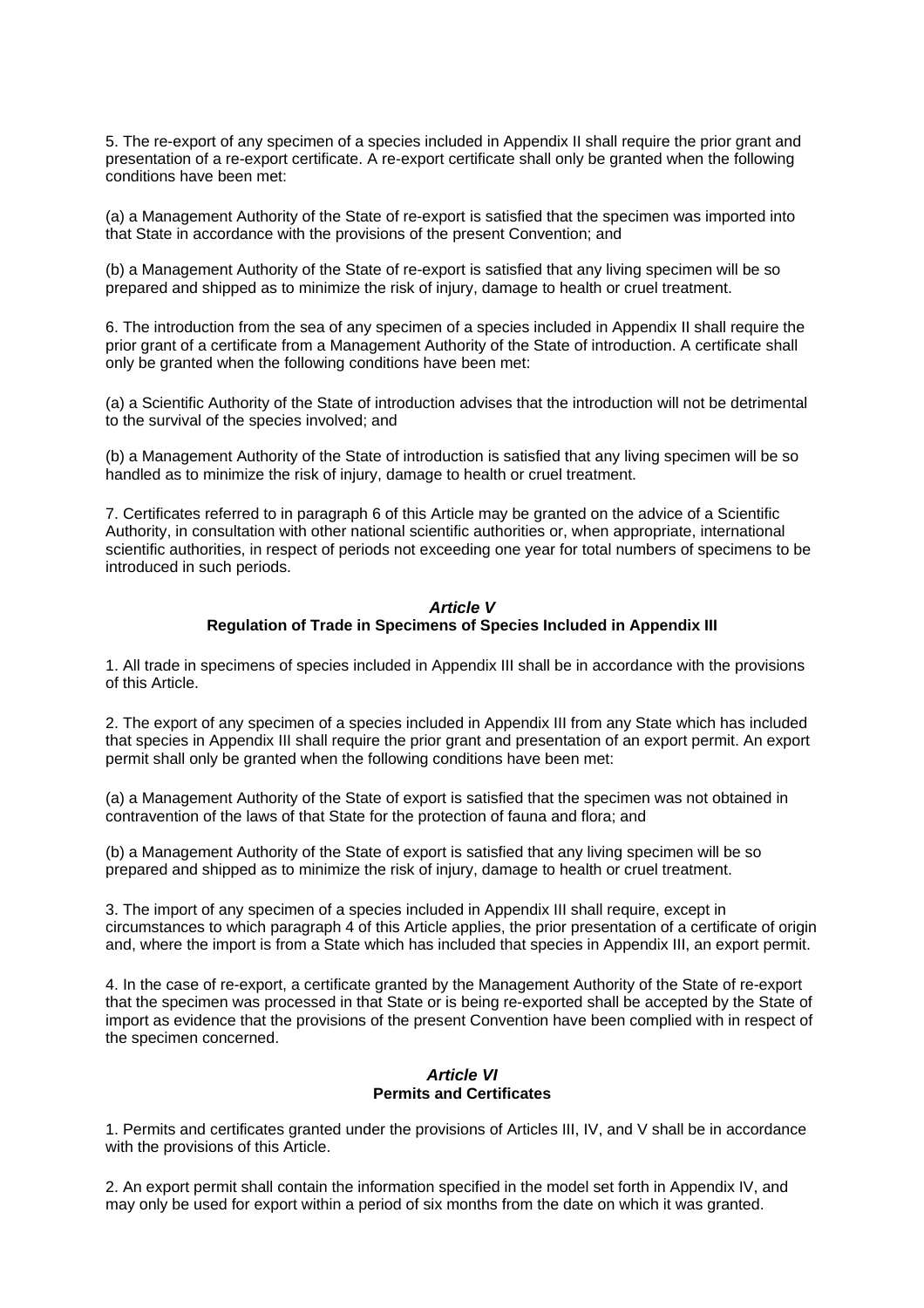5. The re-export of any specimen of a species included in Appendix II shall require the prior grant and presentation of a re-export certificate. A re-export certificate shall only be granted when the following conditions have been met:

(a) a Management Authority of the State of re-export is satisfied that the specimen was imported into that State in accordance with the provisions of the present Convention; and

(b) a Management Authority of the State of re-export is satisfied that any living specimen will be so prepared and shipped as to minimize the risk of injury, damage to health or cruel treatment.

6. The introduction from the sea of any specimen of a species included in Appendix II shall require the prior grant of a certificate from a Management Authority of the State of introduction. A certificate shall only be granted when the following conditions have been met:

(a) a Scientific Authority of the State of introduction advises that the introduction will not be detrimental to the survival of the species involved; and

(b) a Management Authority of the State of introduction is satisfied that any living specimen will be so handled as to minimize the risk of injury, damage to health or cruel treatment.

7. Certificates referred to in paragraph 6 of this Article may be granted on the advice of a Scientific Authority, in consultation with other national scientific authorities or, when appropriate, international scientific authorities, in respect of periods not exceeding one year for total numbers of specimens to be introduced in such periods.

## *Article V*
## **Regulation of Trade in Specimens of Species Included in Appendix III**

1. All trade in specimens of species included in Appendix III shall be in accordance with the provisions of this Article.

2. The export of any specimen of a species included in Appendix III from any State which has included that species in Appendix III shall require the prior grant and presentation of an export permit. An export permit shall only be granted when the following conditions have been met:

(a) a Management Authority of the State of export is satisfied that the specimen was not obtained in contravention of the laws of that State for the protection of fauna and flora; and

(b) a Management Authority of the State of export is satisfied that any living specimen will be so prepared and shipped as to minimize the risk of injury, damage to health or cruel treatment.

3. The import of any specimen of a species included in Appendix III shall require, except in circumstances to which paragraph 4 of this Article applies, the prior presentation of a certificate of origin and, where the import is from a State which has included that species in Appendix III, an export permit.

4. In the case of re-export, a certificate granted by the Management Authority of the State of re-export that the specimen was processed in that State or is being re-exported shall be accepted by the State of import as evidence that the provisions of the present Convention have been complied with in respect of the specimen concerned.

## *Article VI*
## **Permits and Certificates**

1. Permits and certificates granted under the provisions of Articles III, IV, and V shall be in accordance with the provisions of this Article.

2. An export permit shall contain the information specified in the model set forth in Appendix IV, and may only be used for export within a period of six months from the date on which it was granted.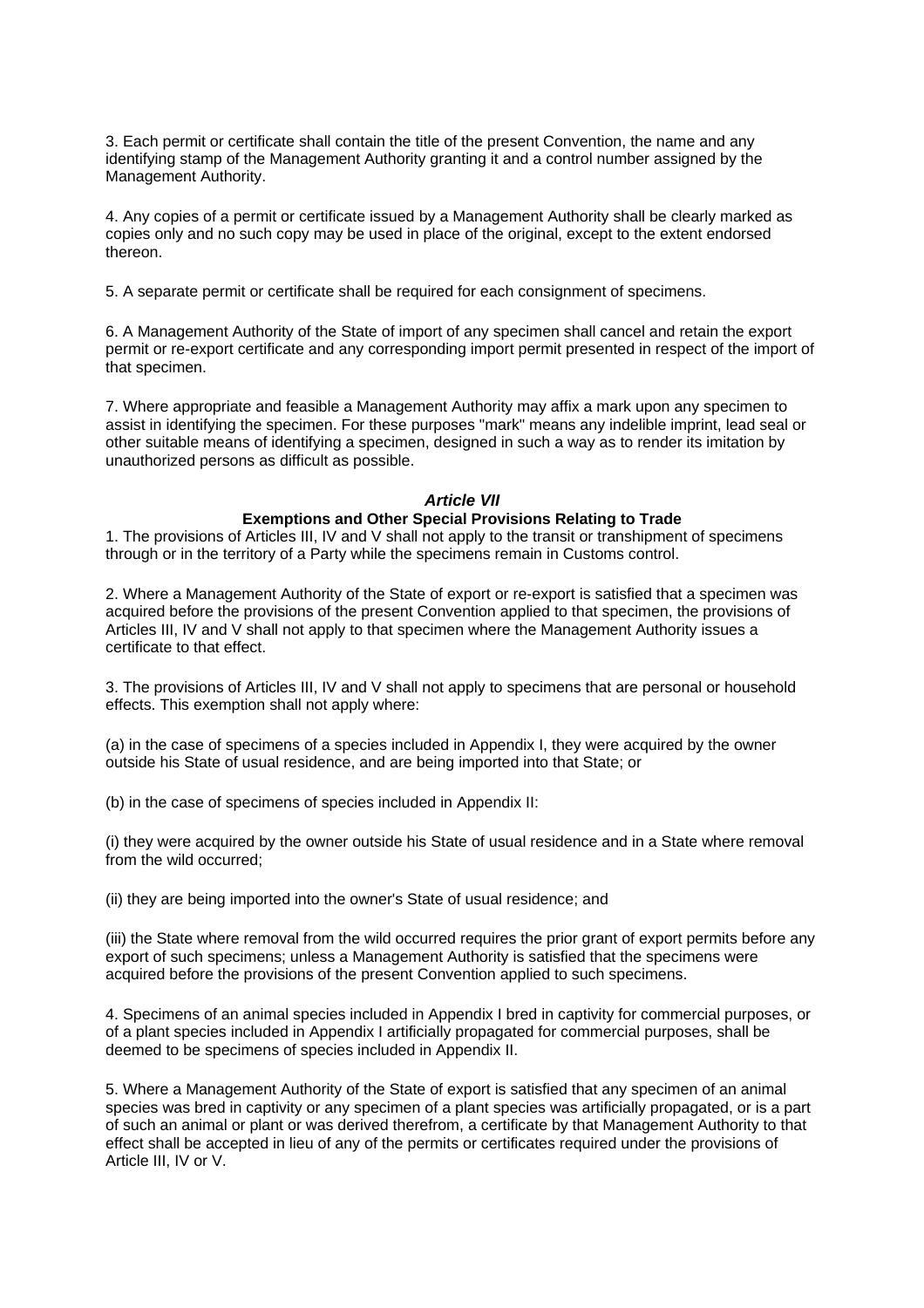3. Each permit or certificate shall contain the title of the present Convention, the name and any identifying stamp of the Management Authority granting it and a control number assigned by the Management Authority.

4. Any copies of a permit or certificate issued by a Management Authority shall be clearly marked as copies only and no such copy may be used in place of the original, except to the extent endorsed thereon.

5. A separate permit or certificate shall be required for each consignment of specimens.

6. A Management Authority of the State of import of any specimen shall cancel and retain the export permit or re-export certificate and any corresponding import permit presented in respect of the import of that specimen.

7. Where appropriate and feasible a Management Authority may affix a mark upon any specimen to assist in identifying the specimen. For these purposes "mark" means any indelible imprint, lead seal or other suitable means of identifying a specimen, designed in such a way as to render its imitation by unauthorized persons as difficult as possible.

## *Article VII*

### Exemptions and Other Special Provisions Relating to Trade

1. The provisions of Articles III, IV and V shall not apply to the transit or transhipment of specimens through or in the territory of a Party while the specimens remain in Customs control.

2. Where a Management Authority of the State of export or re-export is satisfied that a specimen was acquired before the provisions of the present Convention applied to that specimen, the provisions of Articles III, IV and V shall not apply to that specimen where the Management Authority issues a certificate to that effect.

3. The provisions of Articles III, IV and V shall not apply to specimens that are personal or household effects. This exemption shall not apply where:

(a) in the case of specimens of a species included in Appendix I, they were acquired by the owner outside his State of usual residence, and are being imported into that State; or

(b) in the case of specimens of species included in Appendix II:

(i) they were acquired by the owner outside his State of usual residence and in a State where removal from the wild occurred;

(ii) they are being imported into the owner's State of usual residence; and

(iii) the State where removal from the wild occurred requires the prior grant of export permits before any export of such specimens; unless a Management Authority is satisfied that the specimens were acquired before the provisions of the present Convention applied to such specimens.

4. Specimens of an animal species included in Appendix I bred in captivity for commercial purposes, or of a plant species included in Appendix I artificially propagated for commercial purposes, shall be deemed to be specimens of species included in Appendix II.

5. Where a Management Authority of the State of export is satisfied that any specimen of an animal species was bred in captivity or any specimen of a plant species was artificially propagated, or is a part of such an animal or plant or was derived therefrom, a certificate by that Management Authority to that effect shall be accepted in lieu of any of the permits or certificates required under the provisions of Article III, IV or V.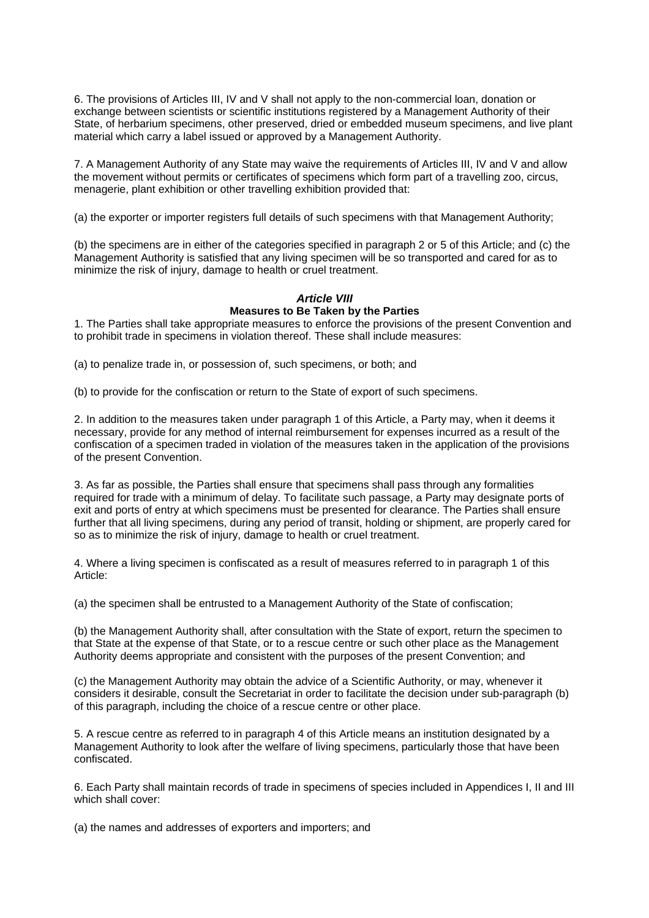6. The provisions of Articles III, IV and V shall not apply to the non-commercial loan, donation or exchange between scientists or scientific institutions registered by a Management Authority of their State, of herbarium specimens, other preserved, dried or embedded museum specimens, and live plant material which carry a label issued or approved by a Management Authority.

7. A Management Authority of any State may waive the requirements of Articles III, IV and V and allow the movement without permits or certificates of specimens which form part of a travelling zoo, circus, menagerie, plant exhibition or other travelling exhibition provided that:

(a) the exporter or importer registers full details of such specimens with that Management Authority;

(b) the specimens are in either of the categories specified in paragraph 2 or 5 of this Article; and (c) the Management Authority is satisfied that any living specimen will be so transported and cared for as to minimize the risk of injury, damage to health or cruel treatment.

### *Article VIII*
### Measures to Be Taken by the Parties

1. The Parties shall take appropriate measures to enforce the provisions of the present Convention and to prohibit trade in specimens in violation thereof. These shall include measures:

(a) to penalize trade in, or possession of, such specimens, or both; and

(b) to provide for the confiscation or return to the State of export of such specimens.

2. In addition to the measures taken under paragraph 1 of this Article, a Party may, when it deems it necessary, provide for any method of internal reimbursement for expenses incurred as a result of the confiscation of a specimen traded in violation of the measures taken in the application of the provisions of the present Convention.

3. As far as possible, the Parties shall ensure that specimens shall pass through any formalities required for trade with a minimum of delay. To facilitate such passage, a Party may designate ports of exit and ports of entry at which specimens must be presented for clearance. The Parties shall ensure further that all living specimens, during any period of transit, holding or shipment, are properly cared for so as to minimize the risk of injury, damage to health or cruel treatment.

4. Where a living specimen is confiscated as a result of measures referred to in paragraph 1 of this Article:

(a) the specimen shall be entrusted to a Management Authority of the State of confiscation;

(b) the Management Authority shall, after consultation with the State of export, return the specimen to that State at the expense of that State, or to a rescue centre or such other place as the Management Authority deems appropriate and consistent with the purposes of the present Convention; and

(c) the Management Authority may obtain the advice of a Scientific Authority, or may, whenever it considers it desirable, consult the Secretariat in order to facilitate the decision under sub-paragraph (b) of this paragraph, including the choice of a rescue centre or other place.

5. A rescue centre as referred to in paragraph 4 of this Article means an institution designated by a Management Authority to look after the welfare of living specimens, particularly those that have been confiscated.

6. Each Party shall maintain records of trade in specimens of species included in Appendices I, II and III which shall cover:

(a) the names and addresses of exporters and importers; and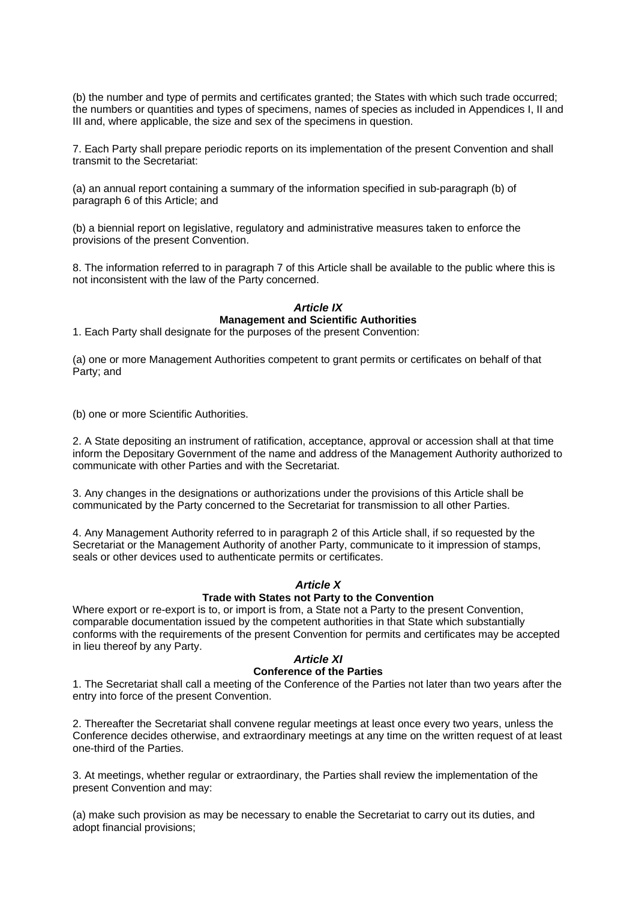(b) the number and type of permits and certificates granted; the States with which such trade occurred; the numbers or quantities and types of specimens, names of species as included in Appendices I, II and III and, where applicable, the size and sex of the specimens in question.

7. Each Party shall prepare periodic reports on its implementation of the present Convention and shall transmit to the Secretariat:

(a) an annual report containing a summary of the information specified in sub-paragraph (b) of paragraph 6 of this Article; and

(b) a biennial report on legislative, regulatory and administrative measures taken to enforce the provisions of the present Convention.

8. The information referred to in paragraph 7 of this Article shall be available to the public where this is not inconsistent with the law of the Party concerned.

### *Article IX*
### Management and Scientific Authorities

1. Each Party shall designate for the purposes of the present Convention:

(a) one or more Management Authorities competent to grant permits or certificates on behalf of that Party; and

(b) one or more Scientific Authorities.

2. A State depositing an instrument of ratification, acceptance, approval or accession shall at that time inform the Depositary Government of the name and address of the Management Authority authorized to communicate with other Parties and with the Secretariat.

3. Any changes in the designations or authorizations under the provisions of this Article shall be communicated by the Party concerned to the Secretariat for transmission to all other Parties.

4. Any Management Authority referred to in paragraph 2 of this Article shall, if so requested by the Secretariat or the Management Authority of another Party, communicate to it impression of stamps, seals or other devices used to authenticate permits or certificates.

### *Article X*
### Trade with States not Party to the Convention

Where export or re-export is to, or import is from, a State not a Party to the present Convention, comparable documentation issued by the competent authorities in that State which substantially conforms with the requirements of the present Convention for permits and certificates may be accepted in lieu thereof by any Party.

### *Article XI*
### Conference of the Parties

1. The Secretariat shall call a meeting of the Conference of the Parties not later than two years after the entry into force of the present Convention.

2. Thereafter the Secretariat shall convene regular meetings at least once every two years, unless the Conference decides otherwise, and extraordinary meetings at any time on the written request of at least one-third of the Parties.

3. At meetings, whether regular or extraordinary, the Parties shall review the implementation of the present Convention and may:

(a) make such provision as may be necessary to enable the Secretariat to carry out its duties, and adopt financial provisions;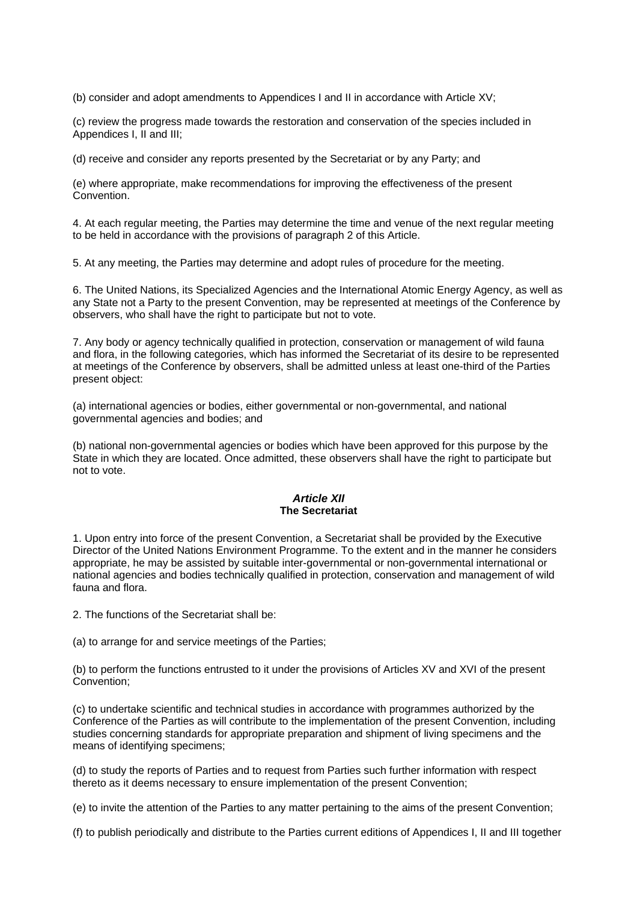(b) consider and adopt amendments to Appendices I and II in accordance with Article XV;

(c) review the progress made towards the restoration and conservation of the species included in Appendices I, II and III;

(d) receive and consider any reports presented by the Secretariat or by any Party; and

(e) where appropriate, make recommendations for improving the effectiveness of the present Convention.

4. At each regular meeting, the Parties may determine the time and venue of the next regular meeting to be held in accordance with the provisions of paragraph 2 of this Article.

5. At any meeting, the Parties may determine and adopt rules of procedure for the meeting.

6. The United Nations, its Specialized Agencies and the International Atomic Energy Agency, as well as any State not a Party to the present Convention, may be represented at meetings of the Conference by observers, who shall have the right to participate but not to vote.

7. Any body or agency technically qualified in protection, conservation or management of wild fauna and flora, in the following categories, which has informed the Secretariat of its desire to be represented at meetings of the Conference by observers, shall be admitted unless at least one-third of the Parties present object:

(a) international agencies or bodies, either governmental or non-governmental, and national governmental agencies and bodies; and

(b) national non-governmental agencies or bodies which have been approved for this purpose by the State in which they are located. Once admitted, these observers shall have the right to participate but not to vote.

## *Article XII*
## The Secretariat

1. Upon entry into force of the present Convention, a Secretariat shall be provided by the Executive Director of the United Nations Environment Programme. To the extent and in the manner he considers appropriate, he may be assisted by suitable inter-governmental or non-governmental international or national agencies and bodies technically qualified in protection, conservation and management of wild fauna and flora.

2. The functions of the Secretariat shall be:

(a) to arrange for and service meetings of the Parties;

(b) to perform the functions entrusted to it under the provisions of Articles XV and XVI of the present Convention;

(c) to undertake scientific and technical studies in accordance with programmes authorized by the Conference of the Parties as will contribute to the implementation of the present Convention, including studies concerning standards for appropriate preparation and shipment of living specimens and the means of identifying specimens;

(d) to study the reports of Parties and to request from Parties such further information with respect thereto as it deems necessary to ensure implementation of the present Convention;

(e) to invite the attention of the Parties to any matter pertaining to the aims of the present Convention;

(f) to publish periodically and distribute to the Parties current editions of Appendices I, II and III together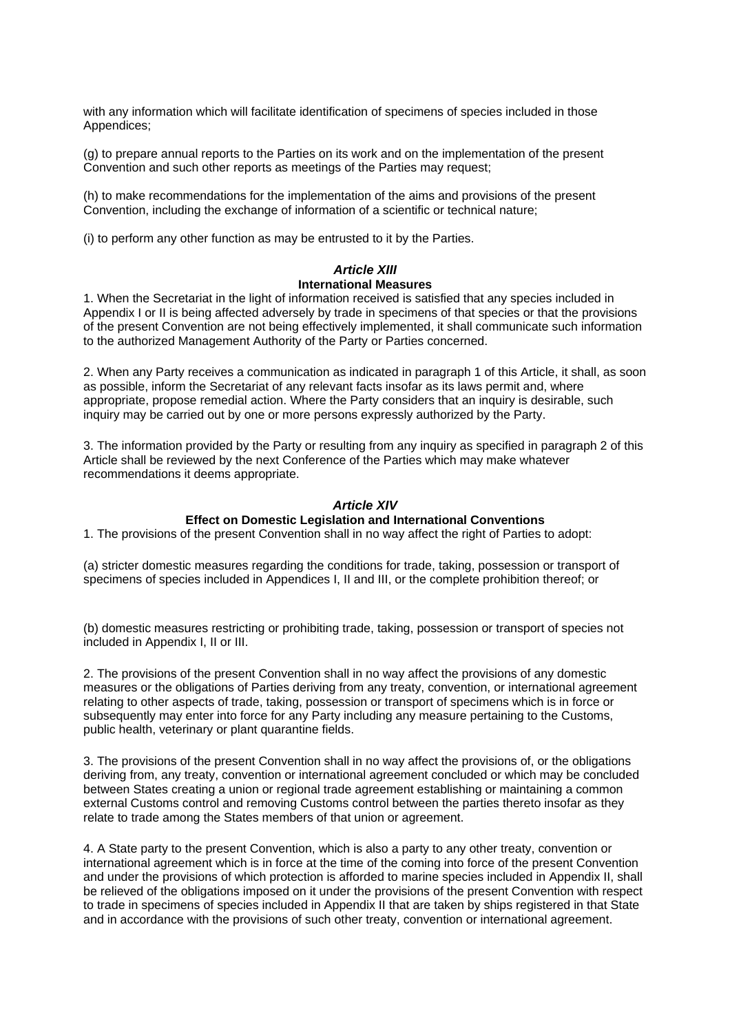with any information which will facilitate identification of specimens of species included in those Appendices;

(g) to prepare annual reports to the Parties on its work and on the implementation of the present Convention and such other reports as meetings of the Parties may request;

(h) to make recommendations for the implementation of the aims and provisions of the present Convention, including the exchange of information of a scientific or technical nature;

(i) to perform any other function as may be entrusted to it by the Parties.

### *Article XIII*
### International Measures

1. When the Secretariat in the light of information received is satisfied that any species included in Appendix I or II is being affected adversely by trade in specimens of that species or that the provisions of the present Convention are not being effectively implemented, it shall communicate such information to the authorized Management Authority of the Party or Parties concerned.

2. When any Party receives a communication as indicated in paragraph 1 of this Article, it shall, as soon as possible, inform the Secretariat of any relevant facts insofar as its laws permit and, where appropriate, propose remedial action. Where the Party considers that an inquiry is desirable, such inquiry may be carried out by one or more persons expressly authorized by the Party.

3. The information provided by the Party or resulting from any inquiry as specified in paragraph 2 of this Article shall be reviewed by the next Conference of the Parties which may make whatever recommendations it deems appropriate.

### *Article XIV*
### Effect on Domestic Legislation and International Conventions

1. The provisions of the present Convention shall in no way affect the right of Parties to adopt:

(a) stricter domestic measures regarding the conditions for trade, taking, possession or transport of specimens of species included in Appendices I, II and III, or the complete prohibition thereof; or

(b) domestic measures restricting or prohibiting trade, taking, possession or transport of species not included in Appendix I, II or III.

2. The provisions of the present Convention shall in no way affect the provisions of any domestic measures or the obligations of Parties deriving from any treaty, convention, or international agreement relating to other aspects of trade, taking, possession or transport of specimens which is in force or subsequently may enter into force for any Party including any measure pertaining to the Customs, public health, veterinary or plant quarantine fields.

3. The provisions of the present Convention shall in no way affect the provisions of, or the obligations deriving from, any treaty, convention or international agreement concluded or which may be concluded between States creating a union or regional trade agreement establishing or maintaining a common external Customs control and removing Customs control between the parties thereto insofar as they relate to trade among the States members of that union or agreement.

4. A State party to the present Convention, which is also a party to any other treaty, convention or international agreement which is in force at the time of the coming into force of the present Convention and under the provisions of which protection is afforded to marine species included in Appendix II, shall be relieved of the obligations imposed on it under the provisions of the present Convention with respect to trade in specimens of species included in Appendix II that are taken by ships registered in that State and in accordance with the provisions of such other treaty, convention or international agreement.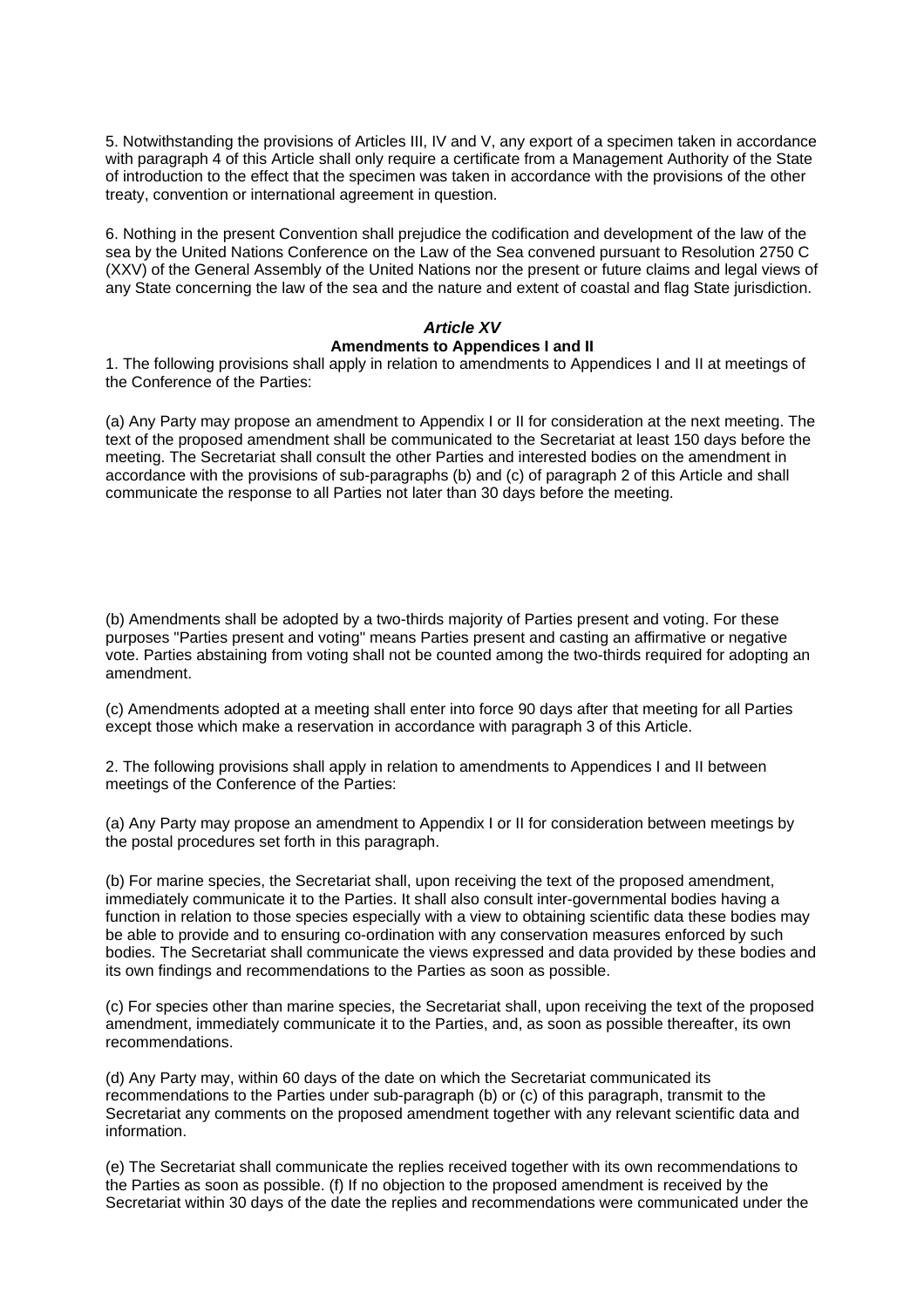5. Notwithstanding the provisions of Articles III, IV and V, any export of a specimen taken in accordance with paragraph 4 of this Article shall only require a certificate from a Management Authority of the State of introduction to the effect that the specimen was taken in accordance with the provisions of the other treaty, convention or international agreement in question.

6. Nothing in the present Convention shall prejudice the codification and development of the law of the sea by the United Nations Conference on the Law of the Sea convened pursuant to Resolution 2750 C (XXV) of the General Assembly of the United Nations nor the present or future claims and legal views of any State concerning the law of the sea and the nature and extent of coastal and flag State jurisdiction.

### *Article XV*
### Amendments to Appendices I and II

1. The following provisions shall apply in relation to amendments to Appendices I and II at meetings of the Conference of the Parties:

(a) Any Party may propose an amendment to Appendix I or II for consideration at the next meeting. The text of the proposed amendment shall be communicated to the Secretariat at least 150 days before the meeting. The Secretariat shall consult the other Parties and interested bodies on the amendment in accordance with the provisions of sub-paragraphs (b) and (c) of paragraph 2 of this Article and shall communicate the response to all Parties not later than 30 days before the meeting.

(b) Amendments shall be adopted by a two-thirds majority of Parties present and voting. For these purposes "Parties present and voting" means Parties present and casting an affirmative or negative vote. Parties abstaining from voting shall not be counted among the two-thirds required for adopting an amendment.

(c) Amendments adopted at a meeting shall enter into force 90 days after that meeting for all Parties except those which make a reservation in accordance with paragraph 3 of this Article.

2. The following provisions shall apply in relation to amendments to Appendices I and II between meetings of the Conference of the Parties:

(a) Any Party may propose an amendment to Appendix I or II for consideration between meetings by the postal procedures set forth in this paragraph.

(b) For marine species, the Secretariat shall, upon receiving the text of the proposed amendment, immediately communicate it to the Parties. It shall also consult inter-governmental bodies having a function in relation to those species especially with a view to obtaining scientific data these bodies may be able to provide and to ensuring co-ordination with any conservation measures enforced by such bodies. The Secretariat shall communicate the views expressed and data provided by these bodies and its own findings and recommendations to the Parties as soon as possible.

(c) For species other than marine species, the Secretariat shall, upon receiving the text of the proposed amendment, immediately communicate it to the Parties, and, as soon as possible thereafter, its own recommendations.

(d) Any Party may, within 60 days of the date on which the Secretariat communicated its recommendations to the Parties under sub-paragraph (b) or (c) of this paragraph, transmit to the Secretariat any comments on the proposed amendment together with any relevant scientific data and information.

(e) The Secretariat shall communicate the replies received together with its own recommendations to the Parties as soon as possible. (f) If no objection to the proposed amendment is received by the Secretariat within 30 days of the date the replies and recommendations were communicated under the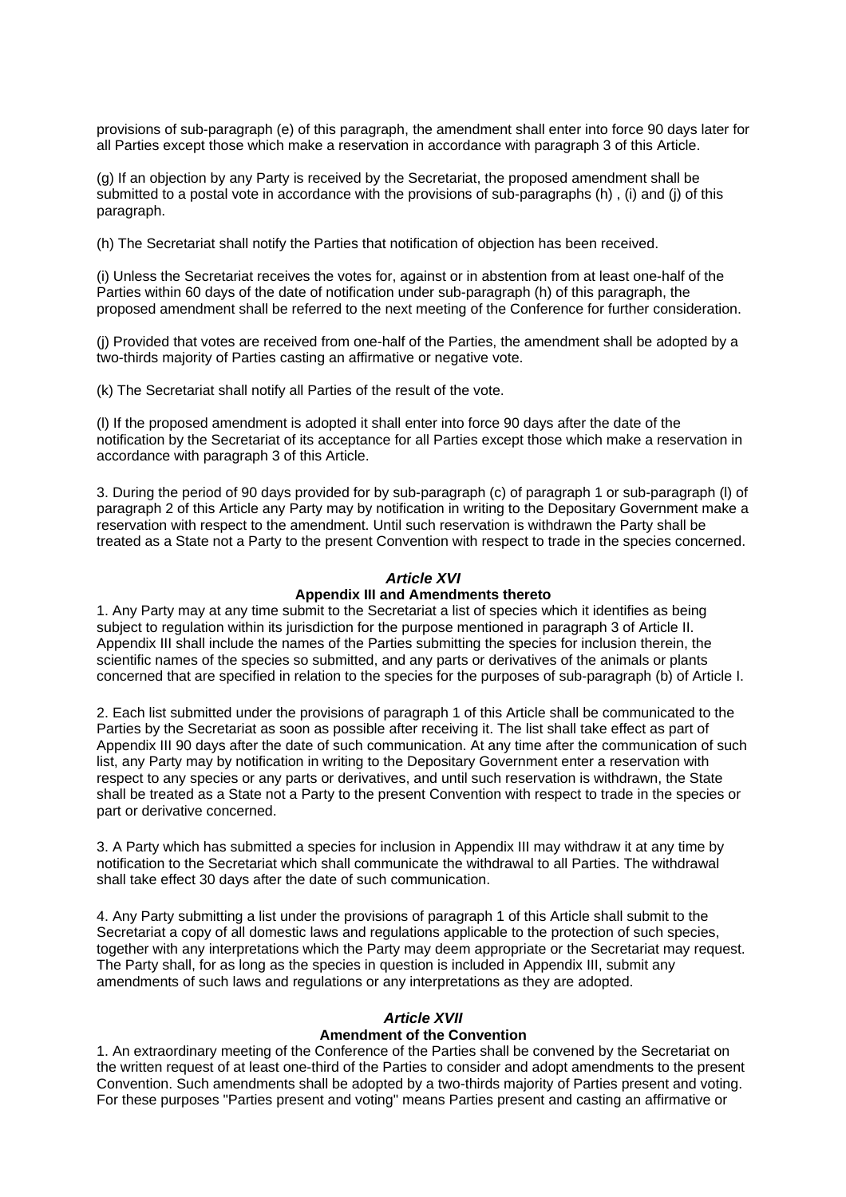provisions of sub-paragraph (e) of this paragraph, the amendment shall enter into force 90 days later for all Parties except those which make a reservation in accordance with paragraph 3 of this Article.

(g) If an objection by any Party is received by the Secretariat, the proposed amendment shall be submitted to a postal vote in accordance with the provisions of sub-paragraphs (h) , (i) and (j) of this paragraph.

(h) The Secretariat shall notify the Parties that notification of objection has been received.

(i) Unless the Secretariat receives the votes for, against or in abstention from at least one-half of the Parties within 60 days of the date of notification under sub-paragraph (h) of this paragraph, the proposed amendment shall be referred to the next meeting of the Conference for further consideration.

(j) Provided that votes are received from one-half of the Parties, the amendment shall be adopted by a two-thirds majority of Parties casting an affirmative or negative vote.

(k) The Secretariat shall notify all Parties of the result of the vote.

(l) If the proposed amendment is adopted it shall enter into force 90 days after the date of the notification by the Secretariat of its acceptance for all Parties except those which make a reservation in accordance with paragraph 3 of this Article.

3. During the period of 90 days provided for by sub-paragraph (c) of paragraph 1 or sub-paragraph (l) of paragraph 2 of this Article any Party may by notification in writing to the Depositary Government make a reservation with respect to the amendment. Until such reservation is withdrawn the Party shall be treated as a State not a Party to the present Convention with respect to trade in the species concerned.

### *Article XVI*
### Appendix III and Amendments thereto

1. Any Party may at any time submit to the Secretariat a list of species which it identifies as being subject to regulation within its jurisdiction for the purpose mentioned in paragraph 3 of Article II. Appendix III shall include the names of the Parties submitting the species for inclusion therein, the scientific names of the species so submitted, and any parts or derivatives of the animals or plants concerned that are specified in relation to the species for the purposes of sub-paragraph (b) of Article I.

2. Each list submitted under the provisions of paragraph 1 of this Article shall be communicated to the Parties by the Secretariat as soon as possible after receiving it. The list shall take effect as part of Appendix III 90 days after the date of such communication. At any time after the communication of such list, any Party may by notification in writing to the Depositary Government enter a reservation with respect to any species or any parts or derivatives, and until such reservation is withdrawn, the State shall be treated as a State not a Party to the present Convention with respect to trade in the species or part or derivative concerned.

3. A Party which has submitted a species for inclusion in Appendix III may withdraw it at any time by notification to the Secretariat which shall communicate the withdrawal to all Parties. The withdrawal shall take effect 30 days after the date of such communication.

4. Any Party submitting a list under the provisions of paragraph 1 of this Article shall submit to the Secretariat a copy of all domestic laws and regulations applicable to the protection of such species, together with any interpretations which the Party may deem appropriate or the Secretariat may request. The Party shall, for as long as the species in question is included in Appendix III, submit any amendments of such laws and regulations or any interpretations as they are adopted.

### *Article XVII*
### Amendment of the Convention

1. An extraordinary meeting of the Conference of the Parties shall be convened by the Secretariat on the written request of at least one-third of the Parties to consider and adopt amendments to the present Convention. Such amendments shall be adopted by a two-thirds majority of Parties present and voting. For these purposes "Parties present and voting" means Parties present and casting an affirmative or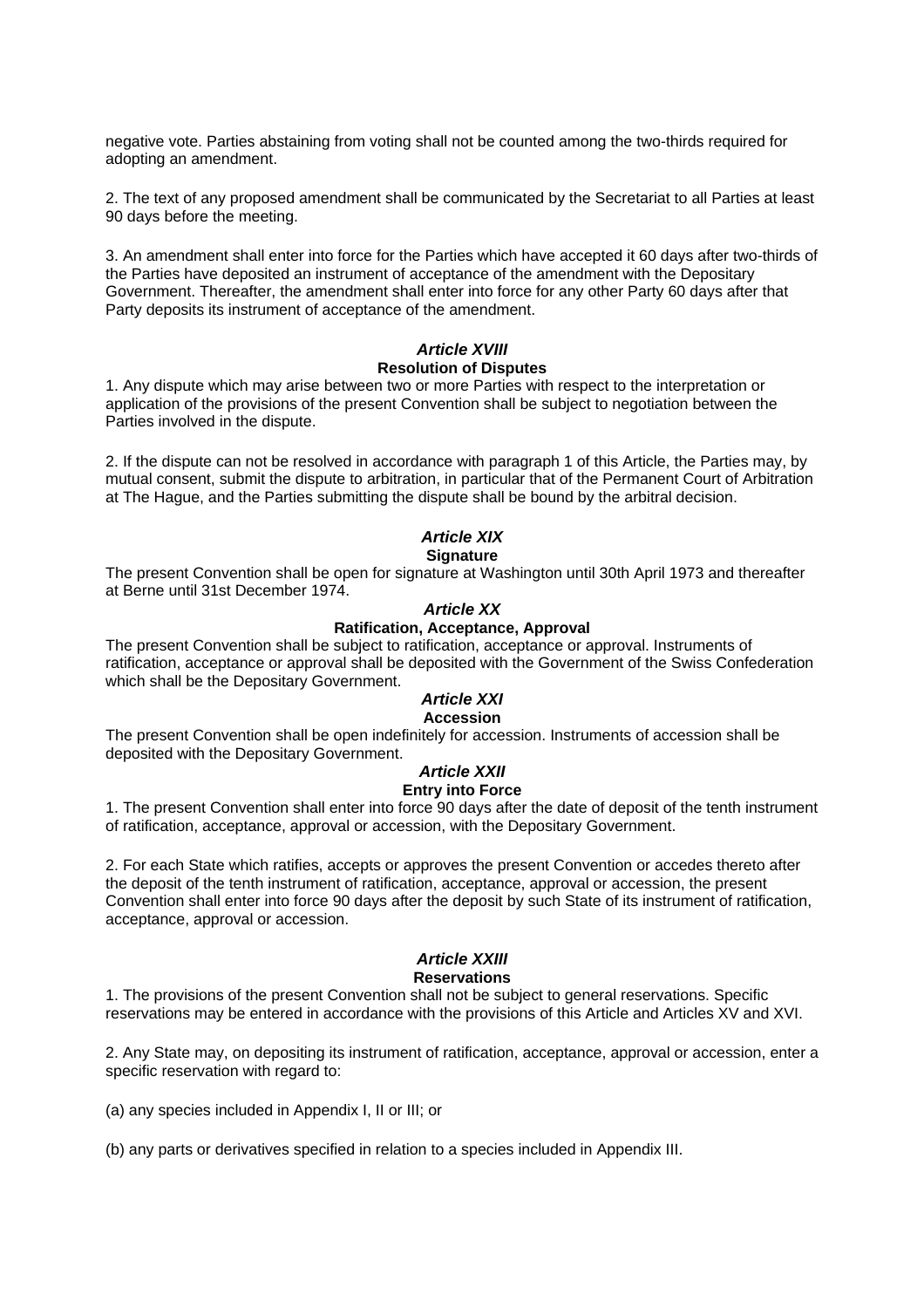negative vote. Parties abstaining from voting shall not be counted among the two-thirds required for adopting an amendment.

2. The text of any proposed amendment shall be communicated by the Secretariat to all Parties at least 90 days before the meeting.

3. An amendment shall enter into force for the Parties which have accepted it 60 days after two-thirds of the Parties have deposited an instrument of acceptance of the amendment with the Depositary Government. Thereafter, the amendment shall enter into force for any other Party 60 days after that Party deposits its instrument of acceptance of the amendment.

### *Article XVIII*
**Resolution of Disputes**

1. Any dispute which may arise between two or more Parties with respect to the interpretation or application of the provisions of the present Convention shall be subject to negotiation between the Parties involved in the dispute.

2. If the dispute can not be resolved in accordance with paragraph 1 of this Article, the Parties may, by mutual consent, submit the dispute to arbitration, in particular that of the Permanent Court of Arbitration at The Hague, and the Parties submitting the dispute shall be bound by the arbitral decision.

### *Article XIX*
**Signature**

The present Convention shall be open for signature at Washington until 30th April 1973 and thereafter at Berne until 31st December 1974.

### *Article XX*
**Ratification, Acceptance, Approval**

The present Convention shall be subject to ratification, acceptance or approval. Instruments of ratification, acceptance or approval shall be deposited with the Government of the Swiss Confederation which shall be the Depositary Government.

### *Article XXI*
**Accession**

The present Convention shall be open indefinitely for accession. Instruments of accession shall be deposited with the Depositary Government.

### *Article XXII*
**Entry into Force**

1. The present Convention shall enter into force 90 days after the date of deposit of the tenth instrument of ratification, acceptance, approval or accession, with the Depositary Government.

2. For each State which ratifies, accepts or approves the present Convention or accedes thereto after the deposit of the tenth instrument of ratification, acceptance, approval or accession, the present Convention shall enter into force 90 days after the deposit by such State of its instrument of ratification, acceptance, approval or accession.

### *Article XXIII*
**Reservations**

1. The provisions of the present Convention shall not be subject to general reservations. Specific reservations may be entered in accordance with the provisions of this Article and Articles XV and XVI.

2. Any State may, on depositing its instrument of ratification, acceptance, approval or accession, enter a specific reservation with regard to:

(a) any species included in Appendix I, II or III; or

(b) any parts or derivatives specified in relation to a species included in Appendix III.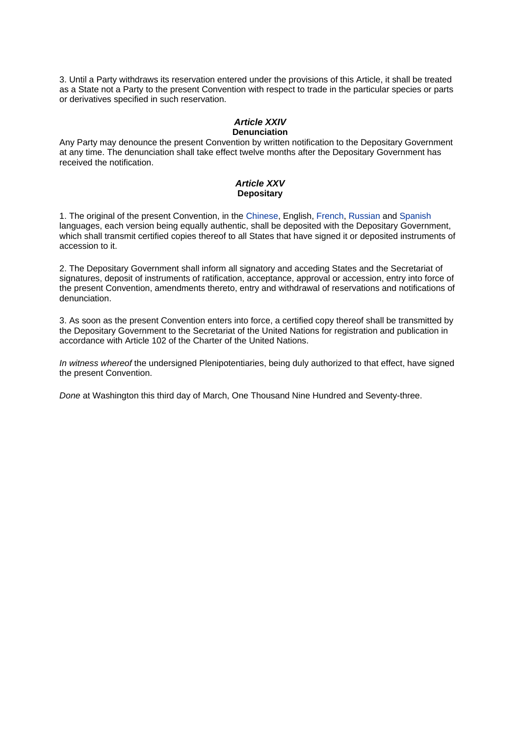3. Until a Party withdraws its reservation entered under the provisions of this Article, it shall be treated as a State not a Party to the present Convention with respect to trade in the particular species or parts or derivatives specified in such reservation.

### *Article XXIV*
**Denunciation**

Any Party may denounce the present Convention by written notification to the Depositary Government at any time. The denunciation shall take effect twelve months after the Depositary Government has received the notification.

### *Article XXV*
**Depositary**

1. The original of the present Convention, in the Chinese, English, French, Russian and Spanish languages, each version being equally authentic, shall be deposited with the Depositary Government, which shall transmit certified copies thereof to all States that have signed it or deposited instruments of accession to it.

2. The Depositary Government shall inform all signatory and acceding States and the Secretariat of signatures, deposit of instruments of ratification, acceptance, approval or accession, entry into force of the present Convention, amendments thereto, entry and withdrawal of reservations and notifications of denunciation.

3. As soon as the present Convention enters into force, a certified copy thereof shall be transmitted by the Depositary Government to the Secretariat of the United Nations for registration and publication in accordance with Article 102 of the Charter of the United Nations.

*In witness whereof* the undersigned Plenipotentiaries, being duly authorized to that effect, have signed the present Convention.

*Done* at Washington this third day of March, One Thousand Nine Hundred and Seventy-three.